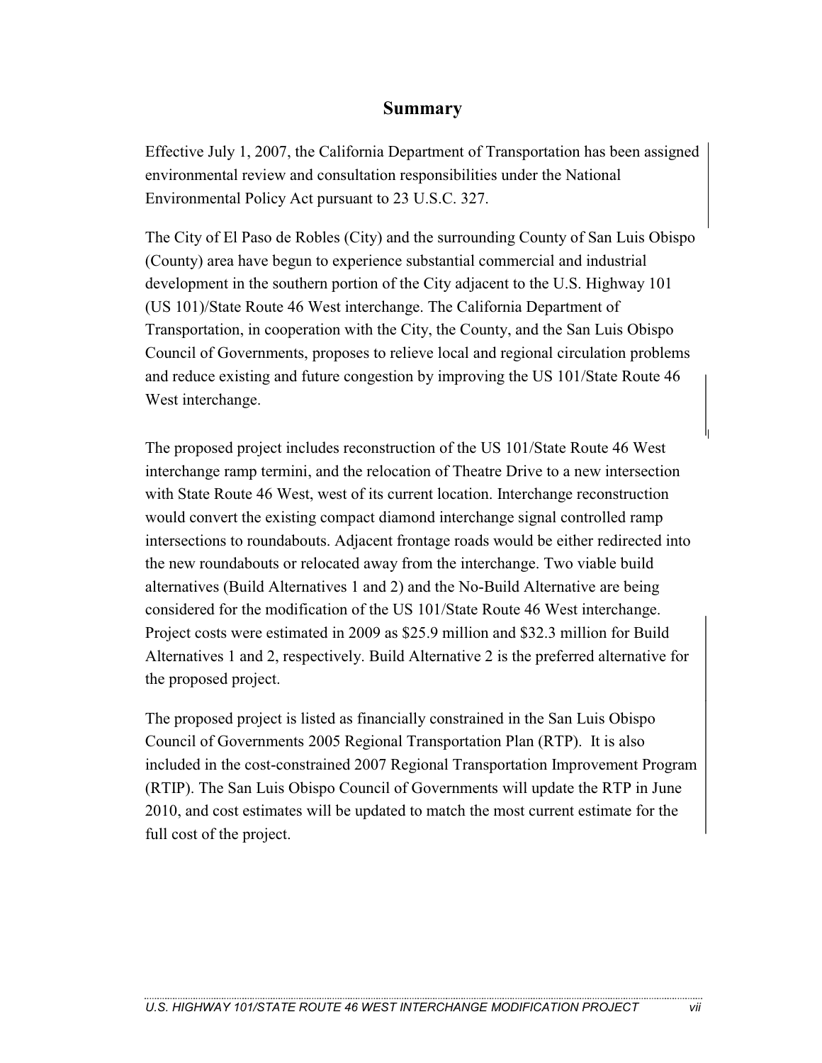# Summary

Effective July 1, 2007, the California Department of Transportation has been assigned environmental review and consultation responsibilities under the National Environmental Policy Act pursuant to 23 U.S.C. 327.

The City of El Paso de Robles (City) and the surrounding County of San Luis Obispo (County) area have begun to experience substantial commercial and industrial development in the southern portion of the City adjacent to the U.S. Highway 101 (US 101)/State Route 46 West interchange. The California Department of Transportation, in cooperation with the City, the County, and the San Luis Obispo Council of Governments, proposes to relieve local and regional circulation problems and reduce existing and future congestion by improving the US 101/State Route 46 West interchange.

The proposed project includes reconstruction of the US 101/State Route 46 West interchange ramp termini, and the relocation of Theatre Drive to a new intersection with State Route 46 West, west of its current location. Interchange reconstruction would convert the existing compact diamond interchange signal controlled ramp intersections to roundabouts. Adjacent frontage roads would be either redirected into the new roundabouts or relocated away from the interchange. Two viable build alternatives (Build Alternatives 1 and 2) and the No-Build Alternative are being considered for the modification of the US 101/State Route 46 West interchange. Project costs were estimated in 2009 as $25.9 million and $32.3 million for Build Alternatives 1 and 2, respectively. Build Alternative 2 is the preferred alternative for the proposed project.

The proposed project is listed as financially constrained in the San Luis Obispo Council of Governments 2005 Regional Transportation Plan (RTP). It is also included in the cost-constrained 2007 Regional Transportation Improvement Program (RTIP). The San Luis Obispo Council of Governments will update the RTP in June 2010, and cost estimates will be updated to match the most current estimate for the full cost of the project.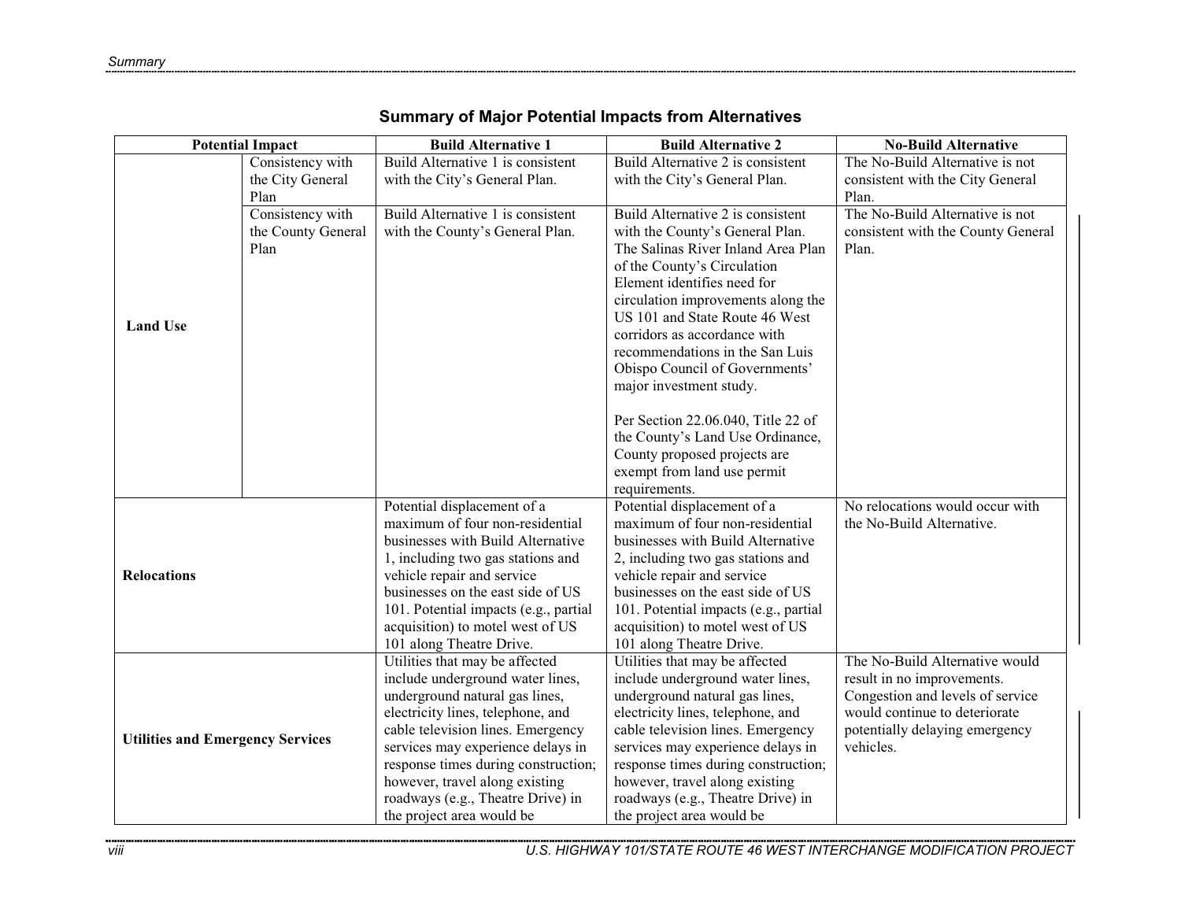## Summary of Major Potential Impacts from Alternatives

| Potential Impact | | Build Alternative 1 | Build Alternative 2 | No-Build Alternative |
|---|---|---|---|---|
| **Land Use** | Consistency with the City General Plan | Build Alternative 1 is consistent with the City's General Plan. | Build Alternative 2 is consistent with the City's General Plan. | The No-Build Alternative is not consistent with the City General Plan. |
| | Consistency with the County General Plan | Build Alternative 1 is consistent with the County's General Plan. | Build Alternative 2 is consistent with the County's General Plan. The Salinas River Inland Area Plan of the County's Circulation Element identifies need for circulation improvements along the US 101 and State Route 46 West corridors as accordance with recommendations in the San Luis Obispo Council of Governments' major investment study.<br><br>Per Section 22.06.040, Title 22 of the County's Land Use Ordinance, County proposed projects are exempt from land use permit requirements. | The No-Build Alternative is not consistent with the County General Plan. |
| **Relocations** | | Potential displacement of a maximum of four non-residential businesses with Build Alternative 1, including two gas stations and vehicle repair and service businesses on the east side of US 101. Potential impacts (e.g., partial acquisition) to motel west of US 101 along Theatre Drive. | Potential displacement of a maximum of four non-residential businesses with Build Alternative 2, including two gas stations and vehicle repair and service businesses on the east side of US 101. Potential impacts (e.g., partial acquisition) to motel west of US 101 along Theatre Drive. | No relocations would occur with the No-Build Alternative. |
| **Utilities and Emergency Services** | | Utilities that may be affected include underground water lines, underground natural gas lines, electricity lines, telephone, and cable television lines. Emergency services may experience delays in response times during construction; however, travel along existing roadways (e.g., Theatre Drive) in the project area would be | Utilities that may be affected include underground water lines, underground natural gas lines, electricity lines, telephone, and cable television lines. Emergency services may experience delays in response times during construction; however, travel along existing roadways (e.g., Theatre Drive) in the project area would be | The No-Build Alternative would result in no improvements. Congestion and levels of service would continue to deteriorate potentially delaying emergency vehicles. |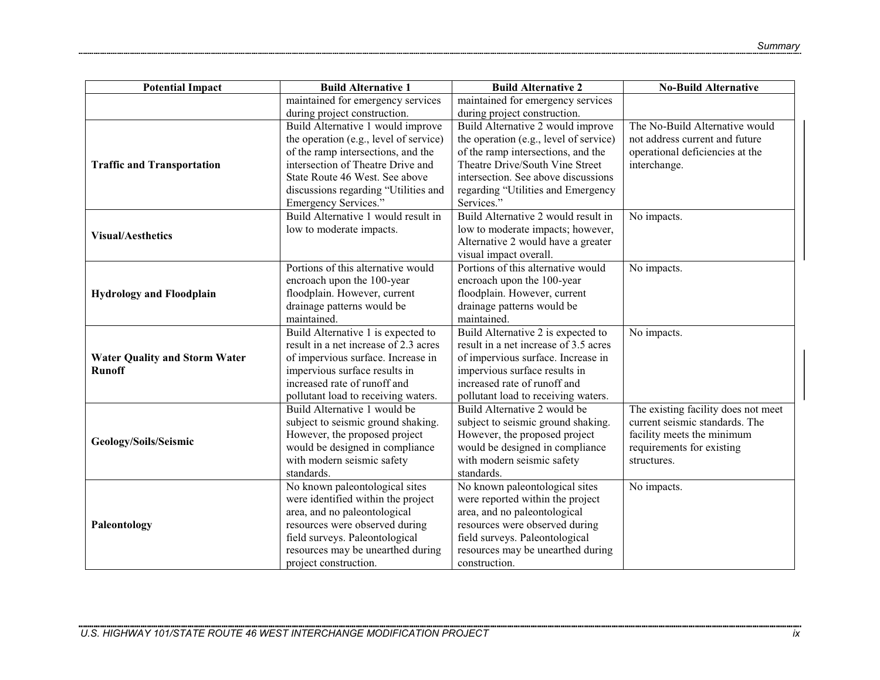| Potential Impact | Build Alternative 1 | Build Alternative 2 | No-Build Alternative |
|---|---|---|---|
| | maintained for emergency services during project construction. | maintained for emergency services during project construction. | |
| **Traffic and Transportation** | Build Alternative 1 would improve the operation (e.g., level of service) of the ramp intersections, and the intersection of Theatre Drive and State Route 46 West. See above discussions regarding "Utilities and Emergency Services." | Build Alternative 2 would improve the operation (e.g., level of service) of the ramp intersections, and the Theatre Drive/South Vine Street intersection. See above discussions regarding "Utilities and Emergency Services." | The No-Build Alternative would not address current and future operational deficiencies at the interchange. |
| **Visual/Aesthetics** | Build Alternative 1 would result in low to moderate impacts. | Build Alternative 2 would result in low to moderate impacts; however, Alternative 2 would have a greater visual impact overall. | No impacts. |
| **Hydrology and Floodplain** | Portions of this alternative would encroach upon the 100-year floodplain. However, current drainage patterns would be maintained. | Portions of this alternative would encroach upon the 100-year floodplain. However, current drainage patterns would be maintained. | No impacts. |
| **Water Quality and Storm Water Runoff** | Build Alternative 1 is expected to result in a net increase of 2.3 acres of impervious surface. Increase in impervious surface results in increased rate of runoff and pollutant load to receiving waters. | Build Alternative 2 is expected to result in a net increase of 3.5 acres of impervious surface. Increase in impervious surface results in increased rate of runoff and pollutant load to receiving waters. | No impacts. |
| **Geology/Soils/Seismic** | Build Alternative 1 would be subject to seismic ground shaking. However, the proposed project would be designed in compliance with modern seismic safety standards. | Build Alternative 2 would be subject to seismic ground shaking. However, the proposed project would be designed in compliance with modern seismic safety standards. | The existing facility does not meet current seismic standards. The facility meets the minimum requirements for existing structures. |
| **Paleontology** | No known paleontological sites were identified within the project area, and no paleontological resources were observed during field surveys. Paleontological resources may be unearthed during project construction. | No known paleontological sites were reported within the project area, and no paleontological resources were observed during field surveys. Paleontological resources may be unearthed during construction. | No impacts. |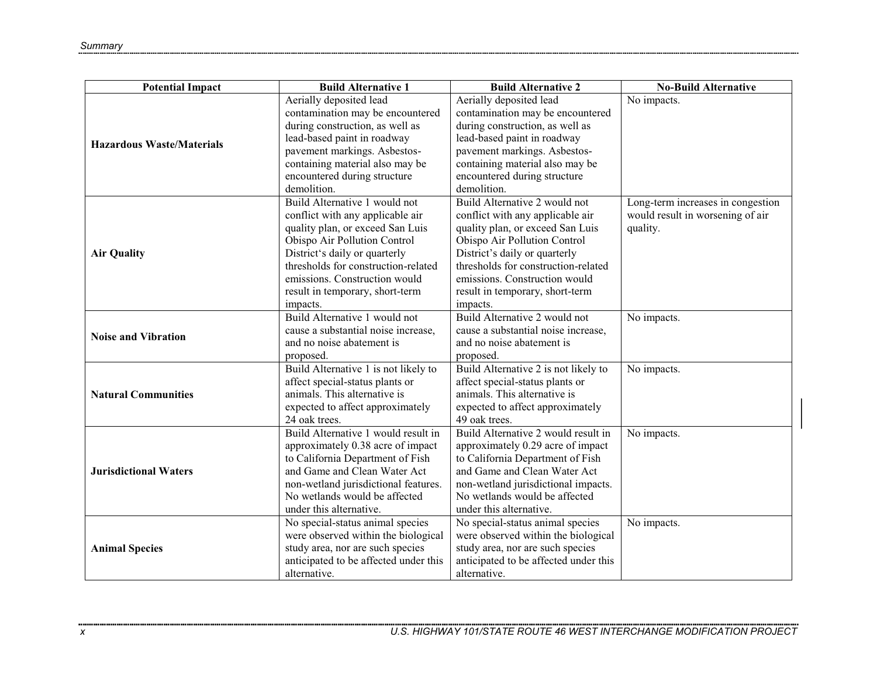| Potential Impact | Build Alternative 1 | Build Alternative 2 | No-Build Alternative |
|---|---|---|---|
| **Hazardous Waste/Materials** | Aerially deposited lead contamination may be encountered during construction, as well as lead-based paint in roadway pavement markings. Asbestos-containing material also may be encountered during structure demolition. | Aerially deposited lead contamination may be encountered during construction, as well as lead-based paint in roadway pavement markings. Asbestos-containing material also may be encountered during structure demolition. | No impacts. |
| **Air Quality** | Build Alternative 1 would not conflict with any applicable air quality plan, or exceed San Luis Obispo Air Pollution Control District's daily or quarterly thresholds for construction-related emissions. Construction would result in temporary, short-term impacts. | Build Alternative 2 would not conflict with any applicable air quality plan, or exceed San Luis Obispo Air Pollution Control District's daily or quarterly thresholds for construction-related emissions. Construction would result in temporary, short-term impacts. | Long-term increases in congestion would result in worsening of air quality. |
| **Noise and Vibration** | Build Alternative 1 would not cause a substantial noise increase, and no noise abatement is proposed. | Build Alternative 2 would not cause a substantial noise increase, and no noise abatement is proposed. | No impacts. |
| **Natural Communities** | Build Alternative 1 is not likely to affect special-status plants or animals. This alternative is expected to affect approximately 24 oak trees. | Build Alternative 2 is not likely to affect special-status plants or animals. This alternative is expected to affect approximately 49 oak trees. | No impacts. |
| **Jurisdictional Waters** | Build Alternative 1 would result in approximately 0.38 acre of impact to California Department of Fish and Game and Clean Water Act non-wetland jurisdictional features. No wetlands would be affected under this alternative. | Build Alternative 2 would result in approximately 0.29 acre of impact to California Department of Fish and Game and Clean Water Act non-wetland jurisdictional impacts. No wetlands would be affected under this alternative. | No impacts. |
| **Animal Species** | No special-status animal species were observed within the biological study area, nor are such species anticipated to be affected under this alternative. | No special-status animal species were observed within the biological study area, nor are such species anticipated to be affected under this alternative. | No impacts. |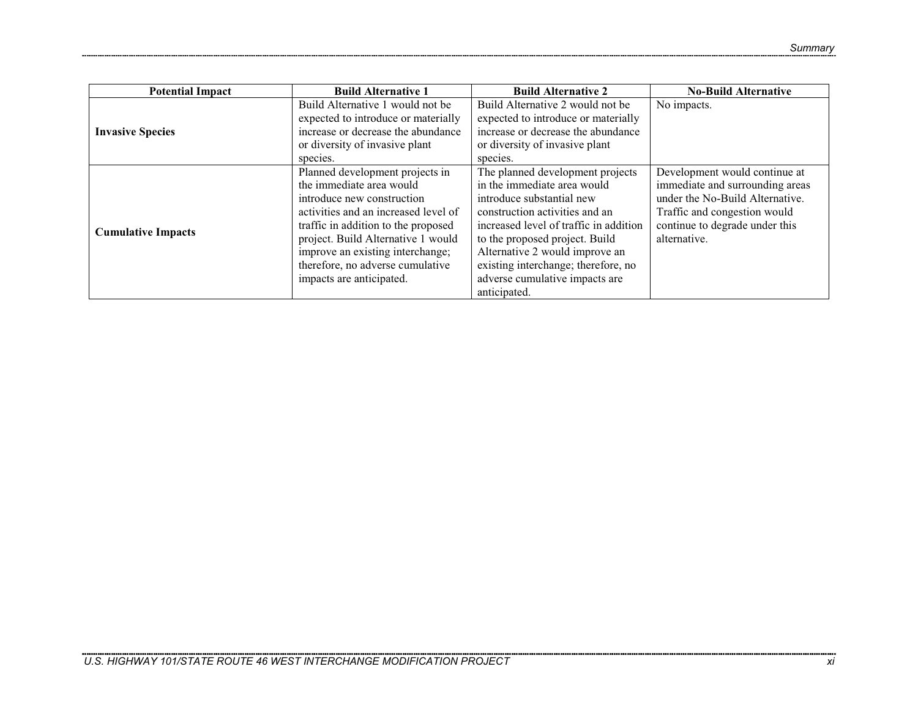| Potential Impact | Build Alternative 1 | Build Alternative 2 | No-Build Alternative |
|---|---|---|---|
| **Invasive Species** | Build Alternative 1 would not be expected to introduce or materially increase or decrease the abundance or diversity of invasive plant species. | Build Alternative 2 would not be expected to introduce or materially increase or decrease the abundance or diversity of invasive plant species. | No impacts. |
| **Cumulative Impacts** | Planned development projects in the immediate area would introduce new construction activities and an increased level of traffic in addition to the proposed project. Build Alternative 1 would improve an existing interchange; therefore, no adverse cumulative impacts are anticipated. | The planned development projects in the immediate area would introduce substantial new construction activities and an increased level of traffic in addition to the proposed project. Build Alternative 2 would improve an existing interchange; therefore, no adverse cumulative impacts are anticipated. | Development would continue at immediate and surrounding areas under the No-Build Alternative. Traffic and congestion would continue to degrade under this alternative. |